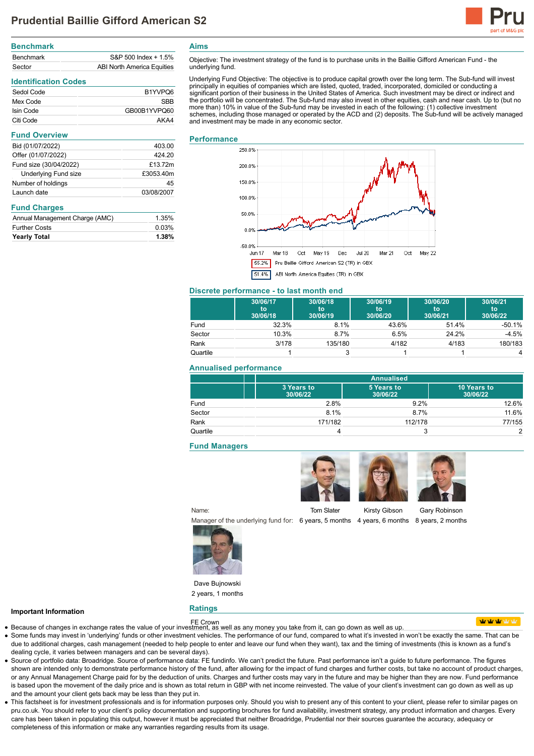# Prudential Baillie Gifford American S2

Pru
part of M&G plc

## Benchmark

| | |
|---|---|
| Benchmark | S&P 500 Index + 1.5% |
| Sector | ABI North America Equities |

## Identification Codes

| | |
|---|---|
| Sedol Code | B1YVPQ6 |
| Mex Code | SBB |
| Isin Code | GB00B1YVPQ60 |
| Citi Code | AKA4 |

## Fund Overview

| | |
|---|---|
| Bid (01/07/2022) | 403.00 |
| Offer (01/07/2022) | 424.20 |
| Fund size (30/04/2022) | £13.72m |
| Underlying Fund size | £3053.40m |
| Number of holdings | 45 |
| Launch date | 03/08/2007 |

## Fund Charges

| | |
|---|---|
| Annual Management Charge (AMC) | 1.35% |
| Further Costs | 0.03% |
| **Yearly Total** | **1.38%** |

## Aims

Objective: The investment strategy of the fund is to purchase units in the Baillie Gifford American Fund - the underlying fund.

Underlying Fund Objective: The objective is to produce capital growth over the long term. The Sub-fund will invest principally in equities of companies which are listed, quoted, traded, incorporated, domiciled or conducting a significant portion of their business in the United States of America. Such investment may be direct or indirect and the portfolio will be concentrated. The Sub-fund may also invest in other equities, cash and near cash. Up to (but no more than) 10% in value of the Sub-fund may be invested in each of the following: (1) collective investment schemes, including those managed or operated by the ACD and (2) deposits. The Sub-fund will be actively managed and investment may be made in any economic sector.

## Performance

250.0%
200.0%
150.0%
100.0%
50.0%
0.0%
-50.0%

Jun 17, Mar 18, Oct, May 19, Dec, Jul 20, Mar 21, Oct, May 22

55.2% Pru Baillie Gifford American S2 (TR) in GBX

51.4% ABI North America Equities (TR) in GBX

## Discrete performance - to last month end

| | 30/06/17 to 30/06/18 | 30/06/18 to 30/06/19 | 30/06/19 to 30/06/20 | 30/06/20 to 30/06/21 | 30/06/21 to 30/06/22 |
|---|---|---|---|---|---|
| Fund | 32.3% | 8.1% | 43.6% | 51.4% | -50.1% |
| Sector | 10.3% | 8.7% | 6.5% | 24.2% | -4.5% |
| Rank | 3/178 | 135/180 | 4/182 | 4/183 | 180/183 |
| Quartile | 1 | 3 | 1 | 1 | 4 |

## Annualised performance

| | Annualised | | |
|---|---|---|---|
| | 3 Years to 30/06/22 | 5 Years to 30/06/22 | 10 Years to 30/06/22 |
| Fund | 2.8% | 9.2% | 12.6% |
| Sector | 8.1% | 8.7% | 11.6% |
| Rank | 171/182 | 112/178 | 77/155 |
| Quartile | 4 | 3 | 2 |

## Fund Managers

| Name: | Tom Slater | Kirsty Gibson | Gary Robinson | Dave Bujnowski |
|---|---|---|---|---|
| Manager of the underlying fund for: | 6 years, 5 months | 4 years, 6 months | 8 years, 2 months | 2 years, 1 months |

## Ratings

FE Crown

## Important Information

- Because of changes in exchange rates the value of your investment, as well as any money you take from it, can go down as well as up.
- Some funds may invest in 'underlying' funds or other investment vehicles. The performance of our fund, compared to what it's invested in won't be exactly the same. That can be due to additional charges, cash management (needed to help people to enter and leave our fund when they want), tax and the timing of investments (this is known as a fund's dealing cycle, it varies between managers and can be several days).
- Source of portfolio data: Broadridge. Source of performance data: FE fundinfo. We can't predict the future. Past performance isn't a guide to future performance. The figures shown are intended only to demonstrate performance history of the fund, after allowing for the impact of fund charges and further costs, but take no account of product charges, or any Annual Management Charge paid for by the deduction of units. Charges and further costs may vary in the future and may be higher than they are now. Fund performance is based upon the movement of the daily price and is shown as total return in GBP with net income reinvested. The value of your client's investment can go down as well as up and the amount your client gets back may be less than they put in.
- This factsheet is for investment professionals and is for information purposes only. Should you wish to present any of this content to your client, please refer to similar pages on pru.co.uk. You should refer to your client's policy documentation and supporting brochures for fund availability, investment strategy, any product information and charges. Every care has been taken in populating this output, however it must be appreciated that neither Broadridge, Prudential nor their sources guarantee the accuracy, adequacy or completeness of this information or make any warranties regarding results from its usage.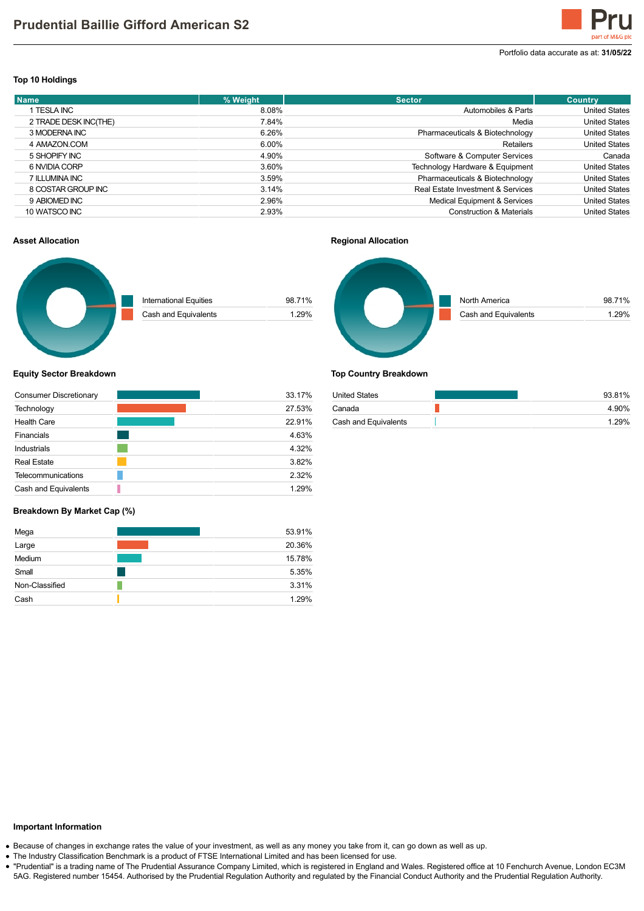# Prudential Baillie Gifford American S2

Portfolio data accurate as at: **31/05/22**

### Top 10 Holdings

| Name | % Weight | Sector | Country |
|---|---|---|---|
| 1 TESLA INC | 8.08% | Automobiles & Parts | United States |
| 2 TRADE DESK INC(THE) | 7.84% | Media | United States |
| 3 MODERNA INC | 6.26% | Pharmaceuticals & Biotechnology | United States |
| 4 AMAZON.COM | 6.00% | Retailers | United States |
| 5 SHOPIFY INC | 4.90% | Software & Computer Services | Canada |
| 6 NVIDIA CORP | 3.60% | Technology Hardware & Equipment | United States |
| 7 ILLUMINA INC | 3.59% | Pharmaceuticals & Biotechnology | United States |
| 8 COSTAR GROUP INC | 3.14% | Real Estate Investment & Services | United States |
| 9 ABIOMED INC | 2.96% | Medical Equipment & Services | United States |
| 10 WATSCO INC | 2.93% | Construction & Materials | United States |

### Asset Allocation

International Equities 98.71%
Cash and Equivalents 1.29%

### Regional Allocation

North America 98.71%
Cash and Equivalents 1.29%

### Equity Sector Breakdown

Consumer Discretionary 33.17%
Technology 27.53%
Health Care 22.91%
Financials 4.63%
Industrials 4.32%
Real Estate 3.82%
Telecommunications 2.32%
Cash and Equivalents 1.29%

### Top Country Breakdown

United States 93.81%
Canada 4.90%
Cash and Equivalents 1.29%

### Breakdown By Market Cap (%)

Mega 53.91%
Large 20.36%
Medium 15.78%
Small 5.35%
Non-Classified 3.31%
Cash 1.29%

### Important Information

- Because of changes in exchange rates the value of your investment, as well as any money you take from it, can go down as well as up.
- The Industry Classification Benchmark is a product of FTSE International Limited and has been licensed for use.
- "Prudential" is a trading name of The Prudential Assurance Company Limited, which is registered in England and Wales. Registered office at 10 Fenchurch Avenue, London EC3M 5AG. Registered number 15454. Authorised by the Prudential Regulation Authority and regulated by the Financial Conduct Authority and the Prudential Regulation Authority.